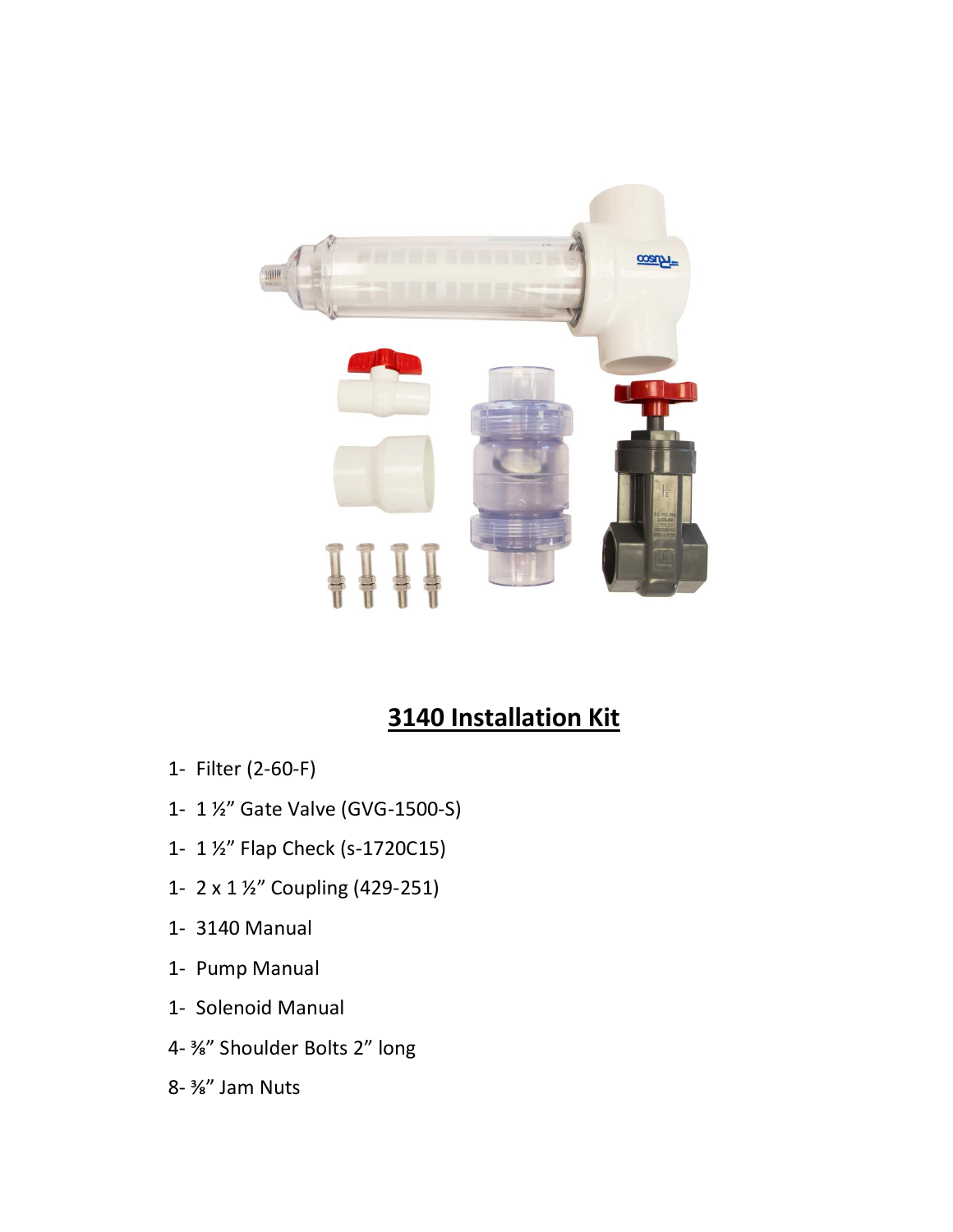# 3140 Installation Kit

1- Filter (2-60-F)

1- 1 ½" Gate Valve (GVG-1500-S)

1- 1 ½" Flap Check (s-1720C15)

1- 2 x 1 ½" Coupling (429-251)

1- 3140 Manual

1- Pump Manual

1- Solenoid Manual

4- ⅜" Shoulder Bolts 2" long

8- ⅜" Jam Nuts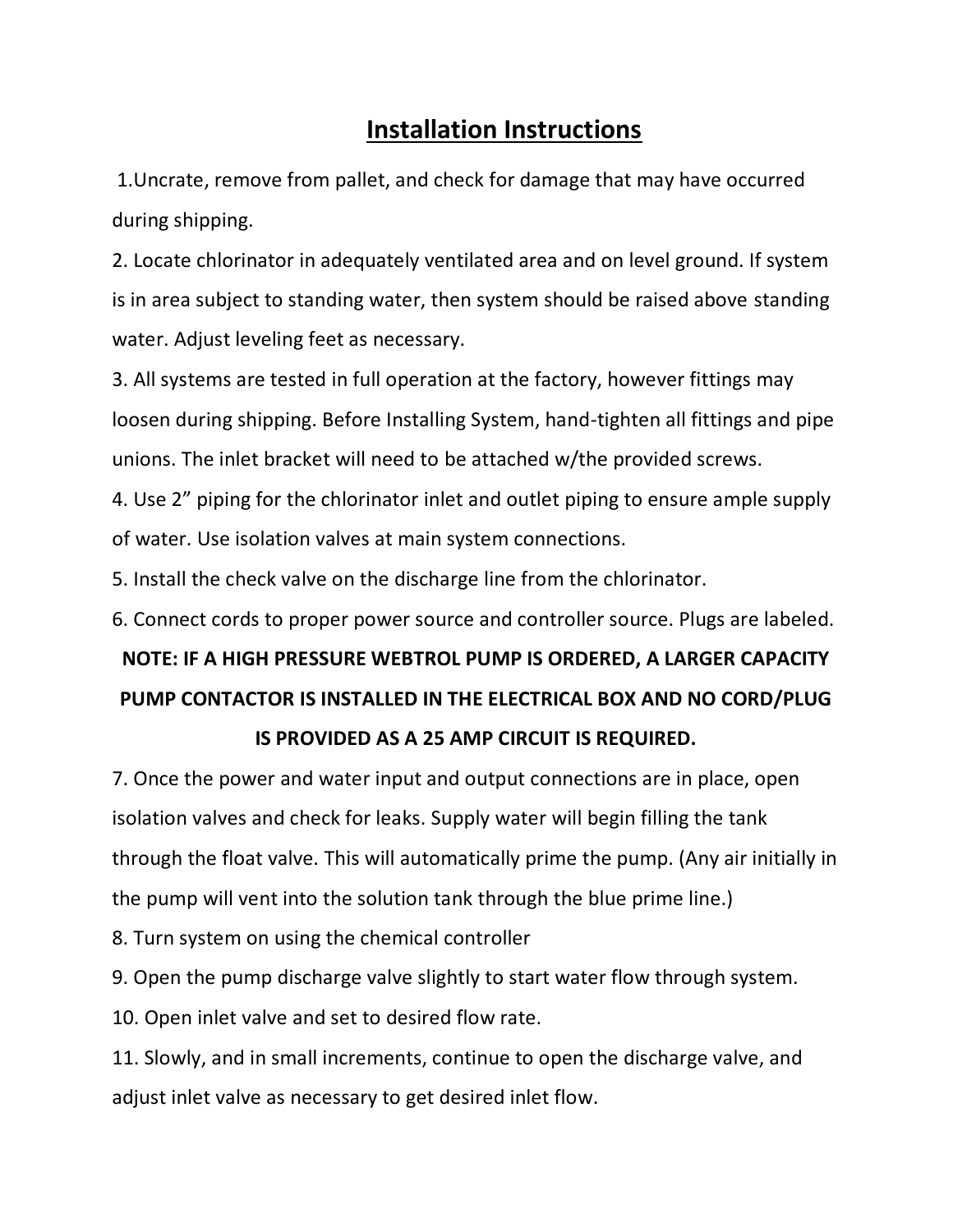# Installation Instructions

1.Uncrate, remove from pallet, and check for damage that may have occurred during shipping.

2. Locate chlorinator in adequately ventilated area and on level ground. If system is in area subject to standing water, then system should be raised above standing water. Adjust leveling feet as necessary.

3. All systems are tested in full operation at the factory, however fittings may loosen during shipping. Before Installing System, hand-tighten all fittings and pipe unions. The inlet bracket will need to be attached w/the provided screws.

4. Use 2" piping for the chlorinator inlet and outlet piping to ensure ample supply of water. Use isolation valves at main system connections.

5. Install the check valve on the discharge line from the chlorinator.

6. Connect cords to proper power source and controller source. Plugs are labeled.

**NOTE: IF A HIGH PRESSURE WEBTROL PUMP IS ORDERED, A LARGER CAPACITY PUMP CONTACTOR IS INSTALLED IN THE ELECTRICAL BOX AND NO CORD/PLUG IS PROVIDED AS A 25 AMP CIRCUIT IS REQUIRED.**

7. Once the power and water input and output connections are in place, open isolation valves and check for leaks. Supply water will begin filling the tank through the float valve. This will automatically prime the pump. (Any air initially in the pump will vent into the solution tank through the blue prime line.)

8. Turn system on using the chemical controller

9. Open the pump discharge valve slightly to start water flow through system.

10. Open inlet valve and set to desired flow rate.

11. Slowly, and in small increments, continue to open the discharge valve, and adjust inlet valve as necessary to get desired inlet flow.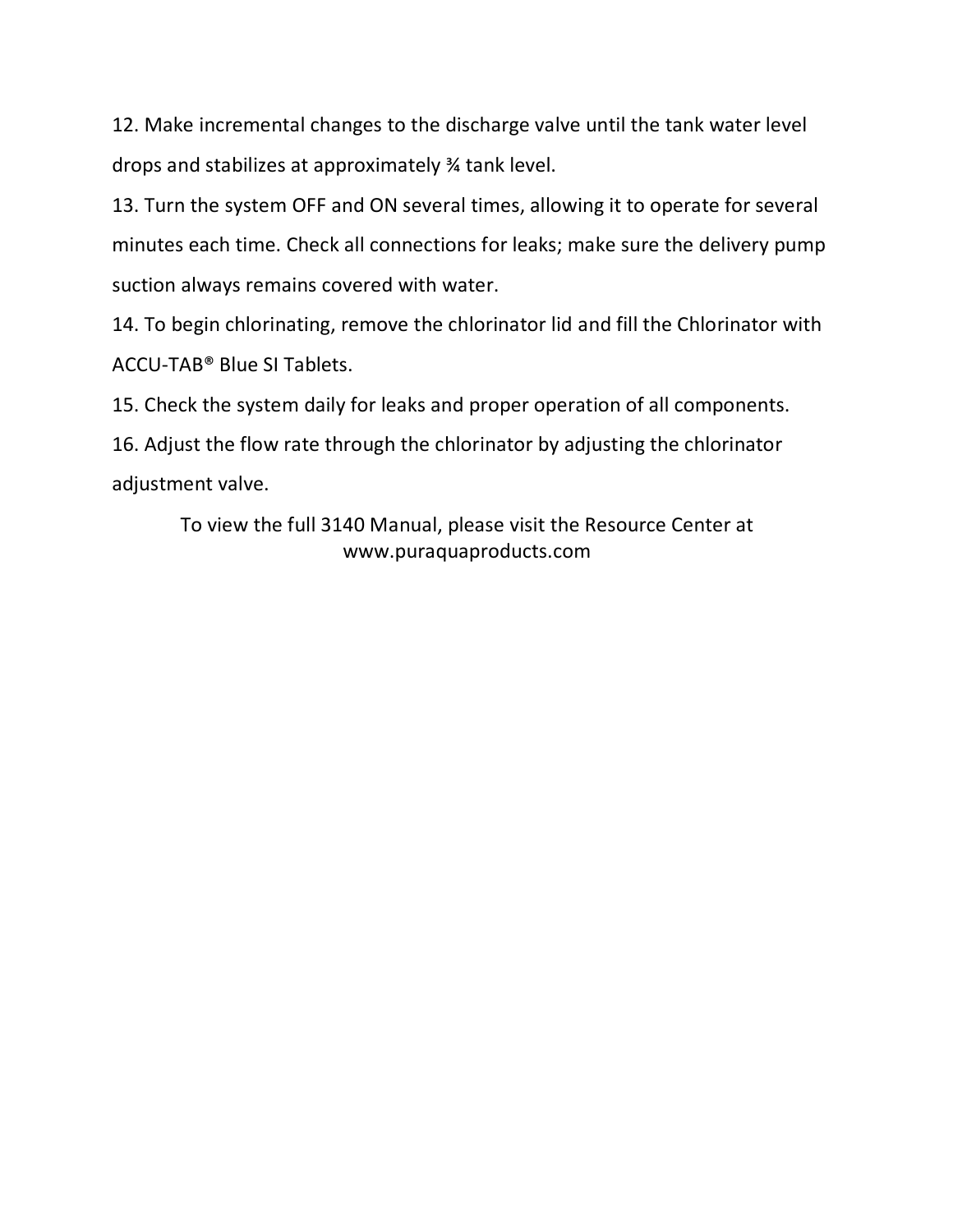12. Make incremental changes to the discharge valve until the tank water level drops and stabilizes at approximately ¾ tank level.

13. Turn the system OFF and ON several times, allowing it to operate for several minutes each time. Check all connections for leaks; make sure the delivery pump suction always remains covered with water.

14. To begin chlorinating, remove the chlorinator lid and fill the Chlorinator with ACCU-TAB® Blue SI Tablets.

15. Check the system daily for leaks and proper operation of all components.

16. Adjust the flow rate through the chlorinator by adjusting the chlorinator adjustment valve.

To view the full 3140 Manual, please visit the Resource Center at www.puraquaproducts.com